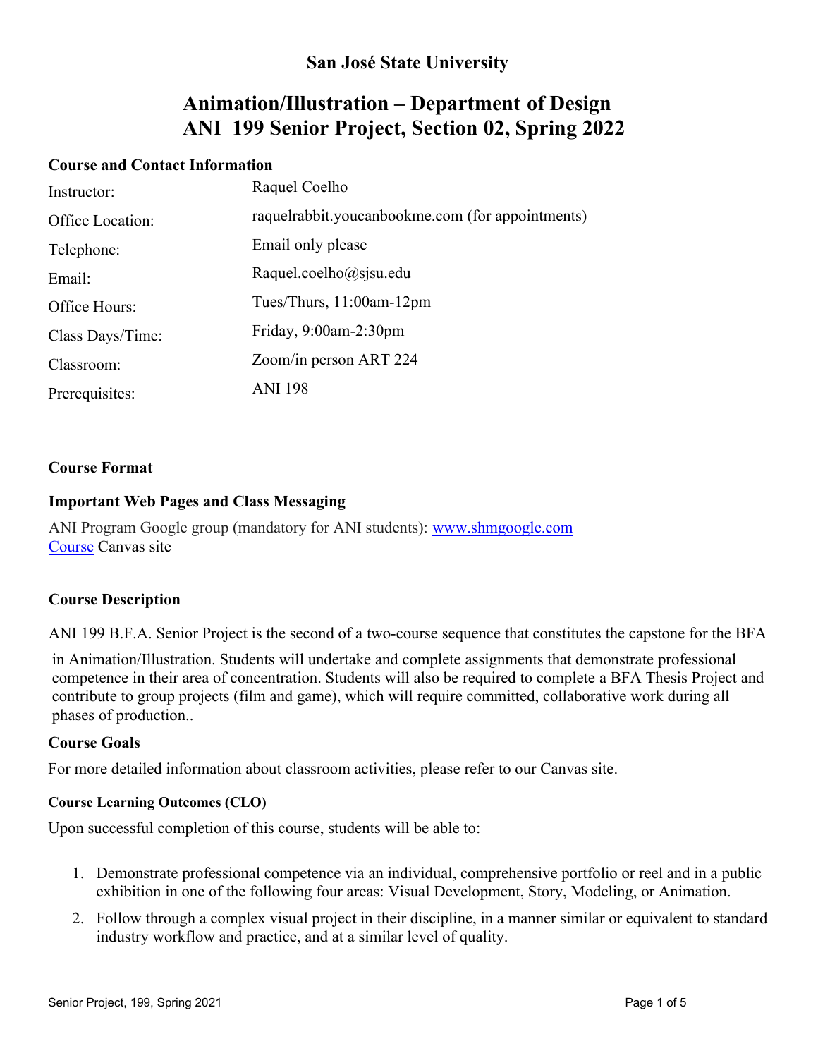# San José State University

## Animation/Illustration – Department of Design
## ANI 199 Senior Project, Section 02, Spring 2022

### Course and Contact Information

| | |
|---|---|
| Instructor: | Raquel Coelho |
| Office Location: | raquelrabbit.youcanbookme.com (for appointments) |
| Telephone: | Email only please |
| Email: | Raquel.coelho@sjsu.edu |
| Office Hours: | Tues/Thurs, 11:00am-12pm |
| Class Days/Time: | Friday, 9:00am-2:30pm |
| Classroom: | Zoom/in person ART 224 |
| Prerequisites: | ANI 198 |

### Course Format

### Important Web Pages and Class Messaging

ANI Program Google group (mandatory for ANI students): www.shmgoogle.com
Course Canvas site

### Course Description

ANI 199 B.F.A. Senior Project is the second of a two-course sequence that constitutes the capstone for the BFA in Animation/Illustration. Students will undertake and complete assignments that demonstrate professional competence in their area of concentration. Students will also be required to complete a BFA Thesis Project and contribute to group projects (film and game), which will require committed, collaborative work during all phases of production..

### Course Goals

For more detailed information about classroom activities, please refer to our Canvas site.

#### Course Learning Outcomes (CLO)

Upon successful completion of this course, students will be able to:

1. Demonstrate professional competence via an individual, comprehensive portfolio or reel and in a public exhibition in one of the following four areas: Visual Development, Story, Modeling, or Animation.
2. Follow through a complex visual project in their discipline, in a manner similar or equivalent to standard industry workflow and practice, and at a similar level of quality.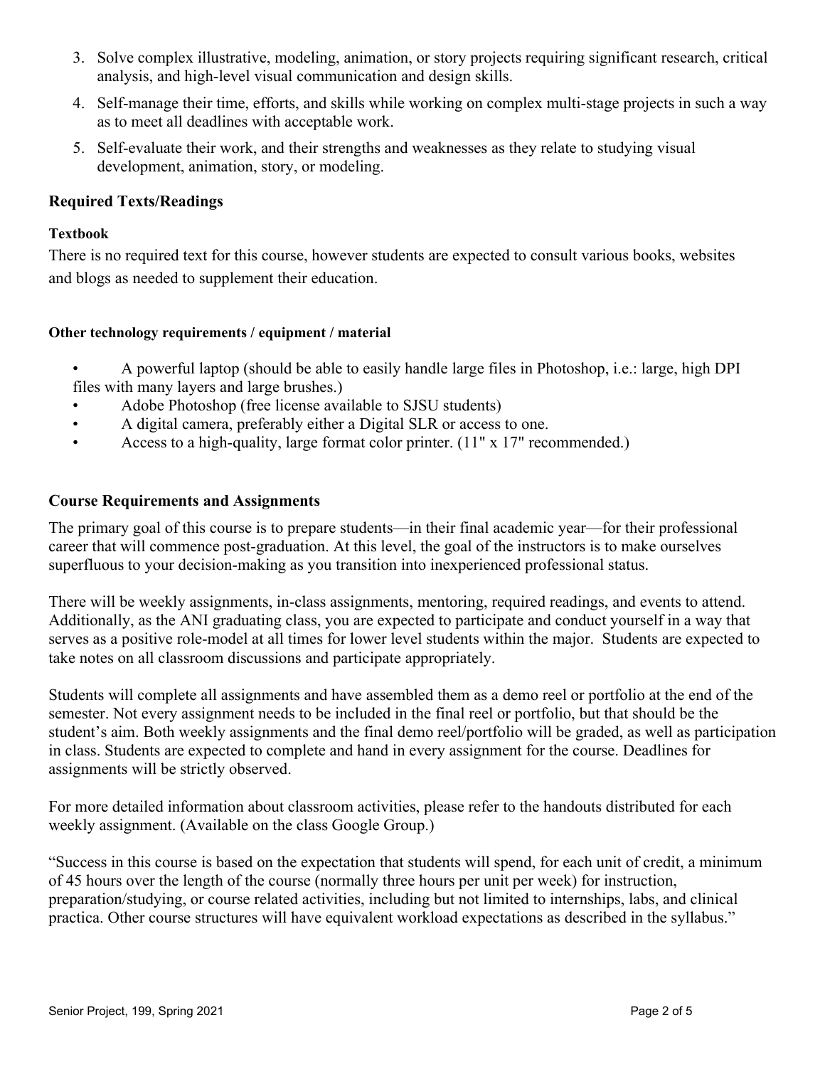3. Solve complex illustrative, modeling, animation, or story projects requiring significant research, critical analysis, and high-level visual communication and design skills.
4. Self-manage their time, efforts, and skills while working on complex multi-stage projects in such a way as to meet all deadlines with acceptable work.
5. Self-evaluate their work, and their strengths and weaknesses as they relate to studying visual development, animation, story, or modeling.

## Required Texts/Readings

### Textbook

There is no required text for this course, however students are expected to consult various books, websites and blogs as needed to supplement their education.

### Other technology requirements / equipment / material

- A powerful laptop (should be able to easily handle large files in Photoshop, i.e.: large, high DPI files with many layers and large brushes.)
- Adobe Photoshop (free license available to SJSU students)
- A digital camera, preferably either a Digital SLR or access to one.
- Access to a high-quality, large format color printer. (11" x 17" recommended.)

## Course Requirements and Assignments

The primary goal of this course is to prepare students—in their final academic year—for their professional career that will commence post-graduation. At this level, the goal of the instructors is to make ourselves superfluous to your decision-making as you transition into inexperienced professional status.

There will be weekly assignments, in-class assignments, mentoring, required readings, and events to attend. Additionally, as the ANI graduating class, you are expected to participate and conduct yourself in a way that serves as a positive role-model at all times for lower level students within the major. Students are expected to take notes on all classroom discussions and participate appropriately.

Students will complete all assignments and have assembled them as a demo reel or portfolio at the end of the semester. Not every assignment needs to be included in the final reel or portfolio, but that should be the student's aim. Both weekly assignments and the final demo reel/portfolio will be graded, as well as participation in class. Students are expected to complete and hand in every assignment for the course. Deadlines for assignments will be strictly observed.

For more detailed information about classroom activities, please refer to the handouts distributed for each weekly assignment. (Available on the class Google Group.)

"Success in this course is based on the expectation that students will spend, for each unit of credit, a minimum of 45 hours over the length of the course (normally three hours per unit per week) for instruction, preparation/studying, or course related activities, including but not limited to internships, labs, and clinical practica. Other course structures will have equivalent workload expectations as described in the syllabus."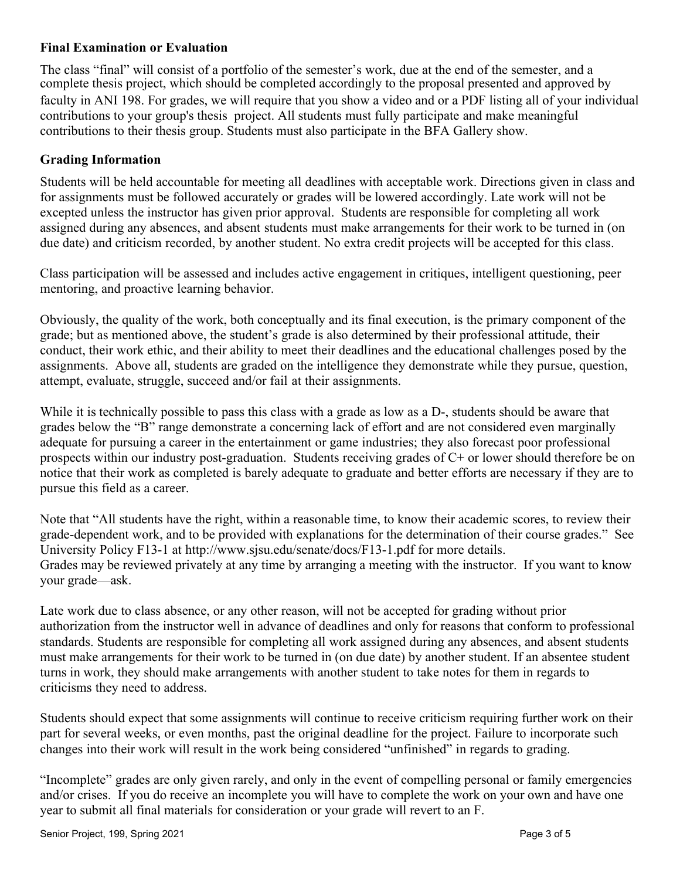### Final Examination or Evaluation

The class "final" will consist of a portfolio of the semester's work, due at the end of the semester, and a complete thesis project, which should be completed accordingly to the proposal presented and approved by faculty in ANI 198. For grades, we will require that you show a video and or a PDF listing all of your individual contributions to your group's thesis project. All students must fully participate and make meaningful contributions to their thesis group. Students must also participate in the BFA Gallery show.

### Grading Information

Students will be held accountable for meeting all deadlines with acceptable work. Directions given in class and for assignments must be followed accurately or grades will be lowered accordingly. Late work will not be excepted unless the instructor has given prior approval. Students are responsible for completing all work assigned during any absences, and absent students must make arrangements for their work to be turned in (on due date) and criticism recorded, by another student. No extra credit projects will be accepted for this class.

Class participation will be assessed and includes active engagement in critiques, intelligent questioning, peer mentoring, and proactive learning behavior.

Obviously, the quality of the work, both conceptually and its final execution, is the primary component of the grade; but as mentioned above, the student's grade is also determined by their professional attitude, their conduct, their work ethic, and their ability to meet their deadlines and the educational challenges posed by the assignments. Above all, students are graded on the intelligence they demonstrate while they pursue, question, attempt, evaluate, struggle, succeed and/or fail at their assignments.

While it is technically possible to pass this class with a grade as low as a D-, students should be aware that grades below the "B" range demonstrate a concerning lack of effort and are not considered even marginally adequate for pursuing a career in the entertainment or game industries; they also forecast poor professional prospects within our industry post-graduation. Students receiving grades of C+ or lower should therefore be on notice that their work as completed is barely adequate to graduate and better efforts are necessary if they are to pursue this field as a career.

Note that "All students have the right, within a reasonable time, to know their academic scores, to review their grade-dependent work, and to be provided with explanations for the determination of their course grades." See University Policy F13-1 at http://www.sjsu.edu/senate/docs/F13-1.pdf for more details.
Grades may be reviewed privately at any time by arranging a meeting with the instructor. If you want to know your grade—ask.

Late work due to class absence, or any other reason, will not be accepted for grading without prior authorization from the instructor well in advance of deadlines and only for reasons that conform to professional standards. Students are responsible for completing all work assigned during any absences, and absent students must make arrangements for their work to be turned in (on due date) by another student. If an absentee student turns in work, they should make arrangements with another student to take notes for them in regards to criticisms they need to address.

Students should expect that some assignments will continue to receive criticism requiring further work on their part for several weeks, or even months, past the original deadline for the project. Failure to incorporate such changes into their work will result in the work being considered "unfinished" in regards to grading.

"Incomplete" grades are only given rarely, and only in the event of compelling personal or family emergencies and/or crises. If you do receive an incomplete you will have to complete the work on your own and have one year to submit all final materials for consideration or your grade will revert to an F.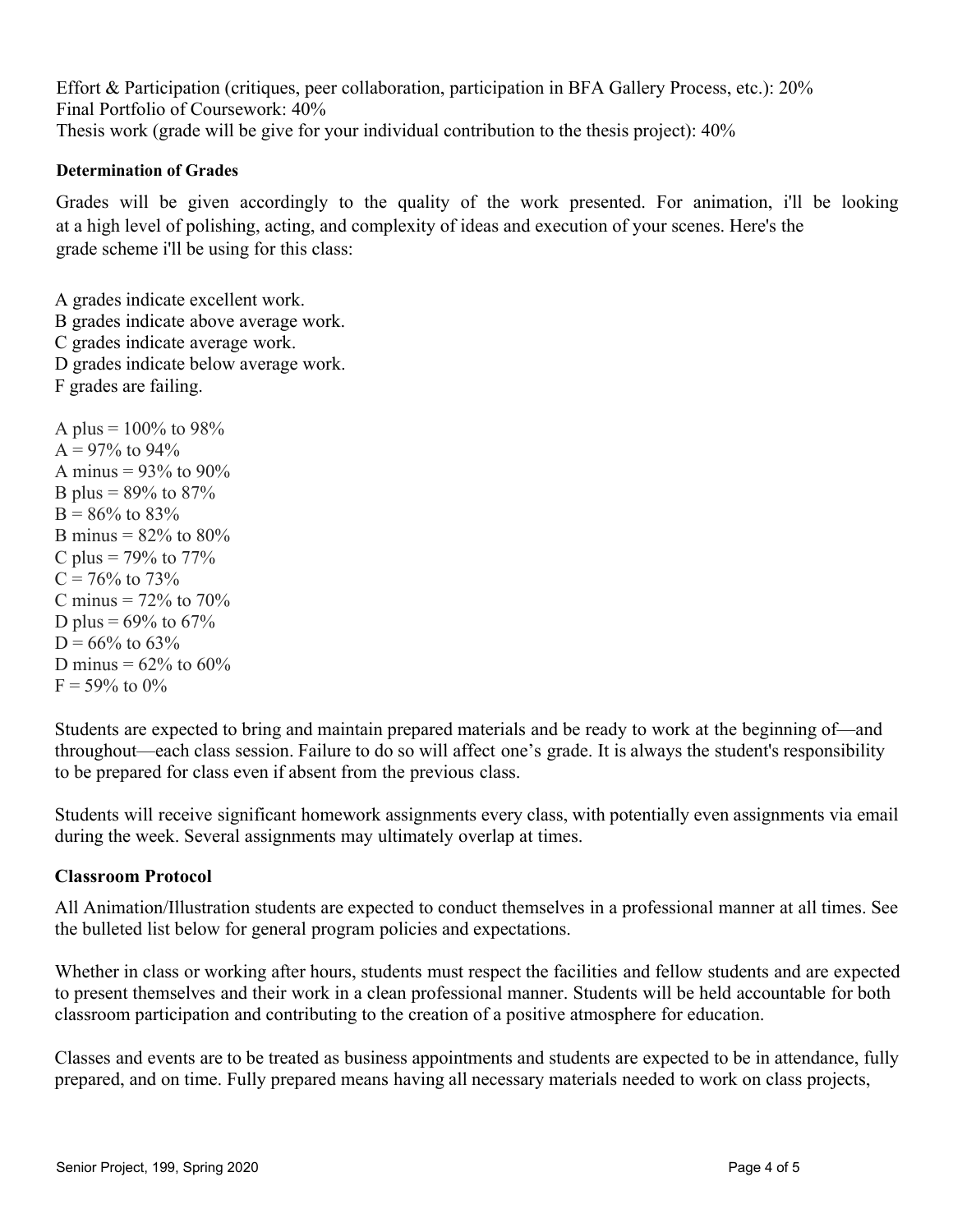Effort & Participation (critiques, peer collaboration, participation in BFA Gallery Process, etc.): 20%
Final Portfolio of Coursework: 40%
Thesis work (grade will be give for your individual contribution to the thesis project): 40%

**Determination of Grades**

Grades will be given accordingly to the quality of the work presented. For animation, i'll be looking at a high level of polishing, acting, and complexity of ideas and execution of your scenes. Here's the grade scheme i'll be using for this class:

A grades indicate excellent work.
B grades indicate above average work.
C grades indicate average work.
D grades indicate below average work.
F grades are failing.

A plus = 100% to 98%
A = 97% to 94%
A minus = 93% to 90%
B plus = 89% to 87%
B = 86% to 83%
B minus = 82% to 80%
C plus = 79% to 77%
C = 76% to 73%
C minus = 72% to 70%
D plus = 69% to 67%
D = 66% to 63%
D minus = 62% to 60%
F = 59% to 0%

Students are expected to bring and maintain prepared materials and be ready to work at the beginning of—and throughout—each class session. Failure to do so will affect one's grade. It is always the student's responsibility to be prepared for class even if absent from the previous class.

Students will receive significant homework assignments every class, with potentially even assignments via email during the week. Several assignments may ultimately overlap at times.

**Classroom Protocol**

All Animation/Illustration students are expected to conduct themselves in a professional manner at all times. See the bulleted list below for general program policies and expectations.

Whether in class or working after hours, students must respect the facilities and fellow students and are expected to present themselves and their work in a clean professional manner. Students will be held accountable for both classroom participation and contributing to the creation of a positive atmosphere for education.

Classes and events are to be treated as business appointments and students are expected to be in attendance, fully prepared, and on time. Fully prepared means having all necessary materials needed to work on class projects,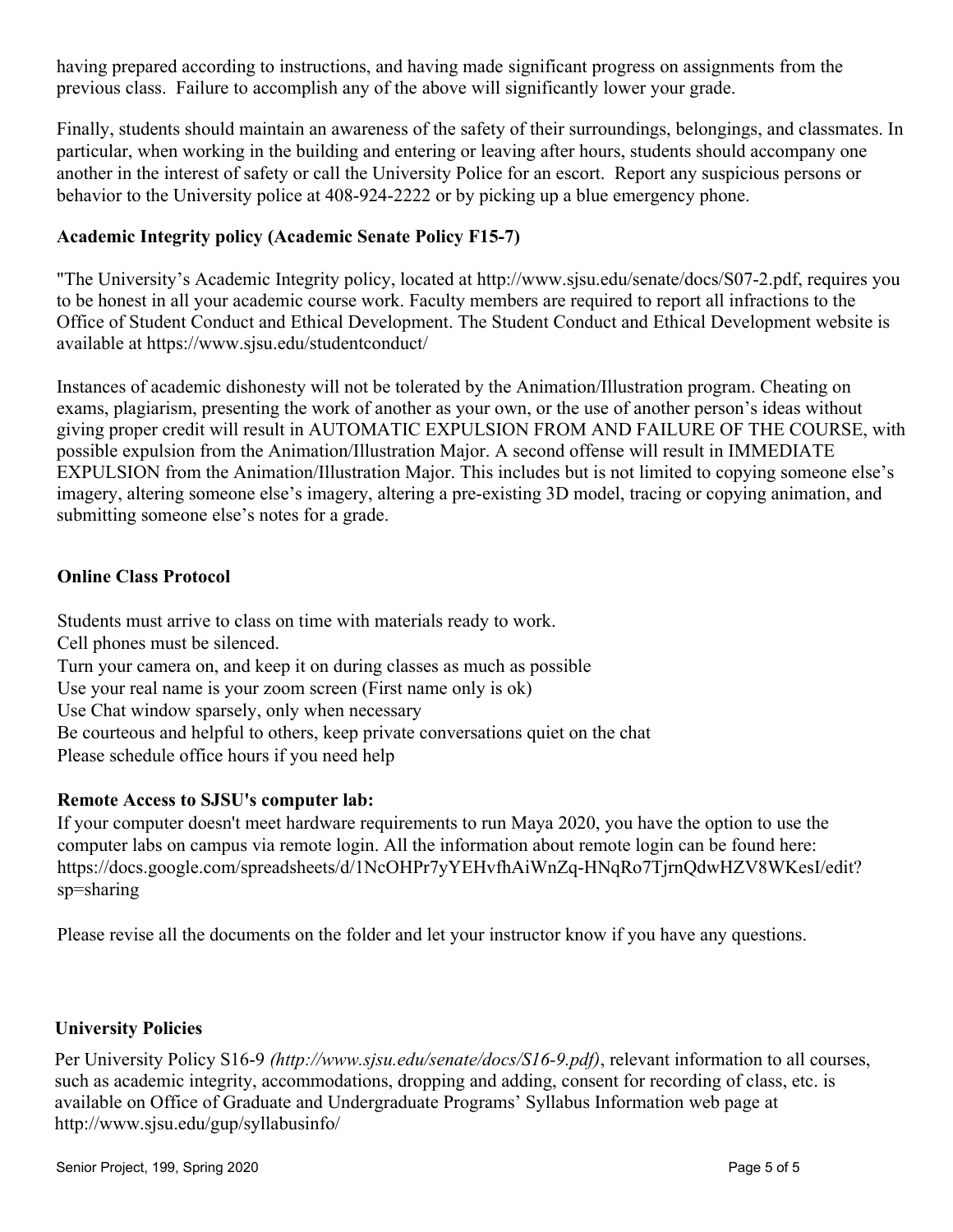having prepared according to instructions, and having made significant progress on assignments from the previous class. Failure to accomplish any of the above will significantly lower your grade.

Finally, students should maintain an awareness of the safety of their surroundings, belongings, and classmates. In particular, when working in the building and entering or leaving after hours, students should accompany one another in the interest of safety or call the University Police for an escort. Report any suspicious persons or behavior to the University police at 408-924-2222 or by picking up a blue emergency phone.

### Academic Integrity policy (Academic Senate Policy F15-7)

"The University's Academic Integrity policy, located at http://www.sjsu.edu/senate/docs/S07-2.pdf, requires you to be honest in all your academic course work. Faculty members are required to report all infractions to the Office of Student Conduct and Ethical Development. The Student Conduct and Ethical Development website is available at https://www.sjsu.edu/studentconduct/

Instances of academic dishonesty will not be tolerated by the Animation/Illustration program. Cheating on exams, plagiarism, presenting the work of another as your own, or the use of another person's ideas without giving proper credit will result in AUTOMATIC EXPULSION FROM AND FAILURE OF THE COURSE, with possible expulsion from the Animation/Illustration Major. A second offense will result in IMMEDIATE EXPULSION from the Animation/Illustration Major. This includes but is not limited to copying someone else's imagery, altering someone else's imagery, altering a pre-existing 3D model, tracing or copying animation, and submitting someone else's notes for a grade.

### Online Class Protocol

Students must arrive to class on time with materials ready to work.
Cell phones must be silenced.
Turn your camera on, and keep it on during classes as much as possible
Use your real name is your zoom screen (First name only is ok)
Use Chat window sparsely, only when necessary
Be courteous and helpful to others, keep private conversations quiet on the chat
Please schedule office hours if you need help

### Remote Access to SJSU's computer lab:

If your computer doesn't meet hardware requirements to run Maya 2020, you have the option to use the computer labs on campus via remote login. All the information about remote login can be found here: https://docs.google.com/spreadsheets/d/1NcOHPr7yYEHvfhAiWnZq-HNqRo7TjrnQdwHZV8WKesI/edit?sp=sharing

Please revise all the documents on the folder and let your instructor know if you have any questions.

### University Policies

Per University Policy S16-9 *(http://www.sjsu.edu/senate/docs/S16-9.pdf)*, relevant information to all courses, such as academic integrity, accommodations, dropping and adding, consent for recording of class, etc. is available on Office of Graduate and Undergraduate Programs' Syllabus Information web page at http://www.sjsu.edu/gup/syllabusinfo/